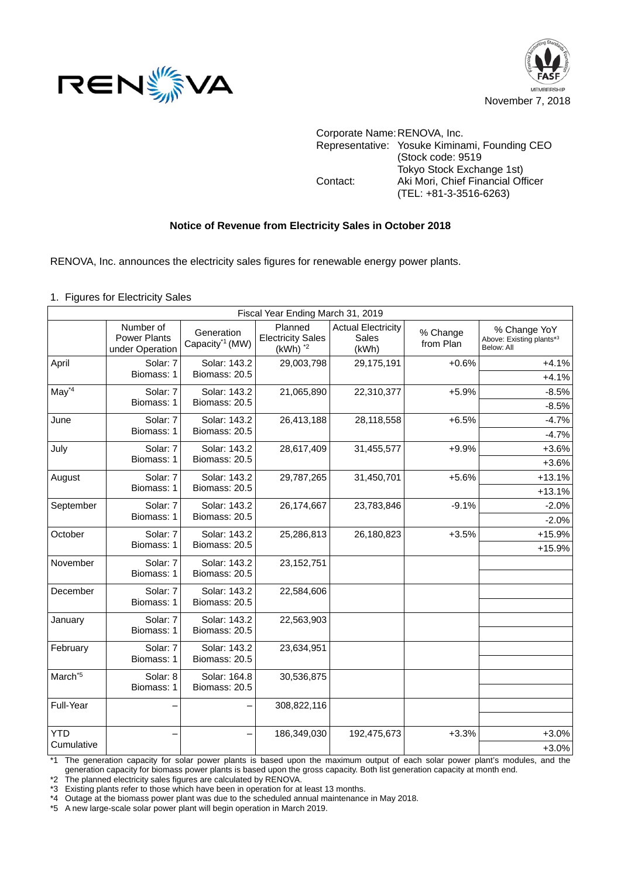RENOVA

FASF MEMBERSHIP

November 7, 2018

Corporate Name: RENOVA, Inc.
Representative: Yosuke Kiminami, Founding CEO
(Stock code: 9519
Tokyo Stock Exchange 1st)
Contact: Aki Mori, Chief Financial Officer
(TEL: +81-3-3516-6263)

## Notice of Revenue from Electricity Sales in October 2018

RENOVA, Inc. announces the electricity sales figures for renewable energy power plants.

1. Figures for Electricity Sales

| Fiscal Year Ending March 31, 2019 | | | | | | |
|---|---|---|---|---|---|---|
| | Number of Power Plants under Operation | Generation Capacity[*1] (MW) | Planned Electricity Sales (kWh) [*2] | Actual Electricity Sales (kWh) | % Change from Plan | % Change YoY Above: Existing plants[*3] Below: All |
| April | Solar: 7 Biomass: 1 | Solar: 143.2 Biomass: 20.5 | 29,003,798 | 29,175,191 | +0.6% | +4.1% |
| | | | | | | +4.1% |
| May[*4] | Solar: 7 Biomass: 1 | Solar: 143.2 Biomass: 20.5 | 21,065,890 | 22,310,377 | +5.9% | -8.5% |
| | | | | | | -8.5% |
| June | Solar: 7 Biomass: 1 | Solar: 143.2 Biomass: 20.5 | 26,413,188 | 28,118,558 | +6.5% | -4.7% |
| | | | | | | -4.7% |
| July | Solar: 7 Biomass: 1 | Solar: 143.2 Biomass: 20.5 | 28,617,409 | 31,455,577 | +9.9% | +3.6% |
| | | | | | | +3.6% |
| August | Solar: 7 Biomass: 1 | Solar: 143.2 Biomass: 20.5 | 29,787,265 | 31,450,701 | +5.6% | +13.1% |
| | | | | | | +13.1% |
| September | Solar: 7 Biomass: 1 | Solar: 143.2 Biomass: 20.5 | 26,174,667 | 23,783,846 | -9.1% | -2.0% |
| | | | | | | -2.0% |
| October | Solar: 7 Biomass: 1 | Solar: 143.2 Biomass: 20.5 | 25,286,813 | 26,180,823 | +3.5% | +15.9% |
| | | | | | | +15.9% |
| November | Solar: 7 Biomass: 1 | Solar: 143.2 Biomass: 20.5 | 23,152,751 | | | |
| | | | | | | |
| December | Solar: 7 Biomass: 1 | Solar: 143.2 Biomass: 20.5 | 22,584,606 | | | |
| | | | | | | |
| January | Solar: 7 Biomass: 1 | Solar: 143.2 Biomass: 20.5 | 22,563,903 | | | |
| | | | | | | |
| February | Solar: 7 Biomass: 1 | Solar: 143.2 Biomass: 20.5 | 23,634,951 | | | |
| | | | | | | |
| March[*5] | Solar: 8 Biomass: 1 | Solar: 164.8 Biomass: 20.5 | 30,536,875 | | | |
| | | | | | | |
| Full-Year | – | – | 308,822,116 | | | |
| | | | | | | |
| YTD Cumulative | – | – | 186,349,030 | 192,475,673 | +3.3% | +3.0% |
| | | | | | | +3.0% |

*1 The generation capacity for solar power plants is based upon the maximum output of each solar power plant's modules, and the generation capacity for biomass power plants is based upon the gross capacity. Both list generation capacity at month end.
*2 The planned electricity sales figures are calculated by RENOVA.
*3 Existing plants refer to those which have been in operation for at least 13 months.
*4 Outage at the biomass power plant was due to the scheduled annual maintenance in May 2018.
*5 A new large-scale solar power plant will begin operation in March 2019.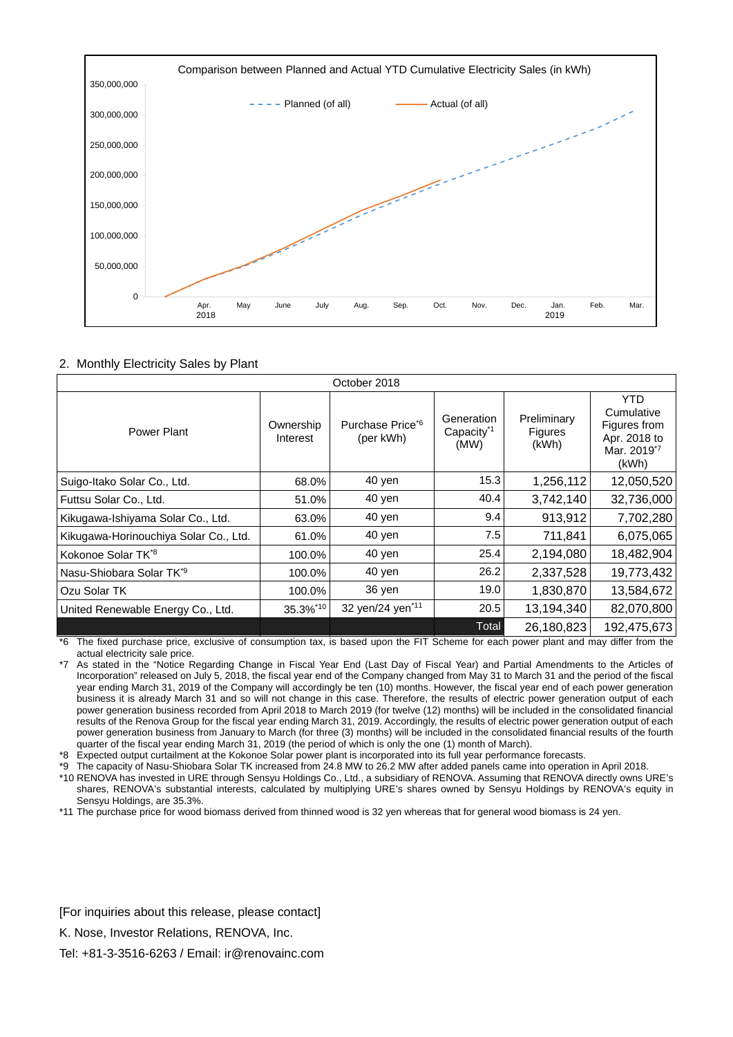Comparison between Planned and Actual YTD Cumulative Electricity Sales (in kWh)

Planned (of all)
Actual (of all)

350,000,000
300,000,000
250,000,000
200,000,000
150,000,000
100,000,000
50,000,000
0

Apr. 2018
May
June
July
Aug.
Sep.
Oct.
Nov.
Dec.
Jan. 2019
Feb.
Mar.

2. Monthly Electricity Sales by Plant

| October 2018 | | | | | |
|---|---|---|---|---|---|
| Power Plant | Ownership Interest | Purchase Price*6 (per kWh) | Generation Capacity*1 (MW) | Preliminary Figures (kWh) | YTD Cumulative Figures from Apr. 2018 to Mar. 2019*7 (kWh) |
| Suigo-Itako Solar Co., Ltd. | 68.0% | 40 yen | 15.3 | 1,256,112 | 12,050,520 |
| Futtsu Solar Co., Ltd. | 51.0% | 40 yen | 40.4 | 3,742,140 | 32,736,000 |
| Kikugawa-Ishiyama Solar Co., Ltd. | 63.0% | 40 yen | 9.4 | 913,912 | 7,702,280 |
| Kikugawa-Horinouchiya Solar Co., Ltd. | 61.0% | 40 yen | 7.5 | 711,841 | 6,075,065 |
| Kokonoe Solar TK*8 | 100.0% | 40 yen | 25.4 | 2,194,080 | 18,482,904 |
| Nasu-Shiobara Solar TK*9 | 100.0% | 40 yen | 26.2 | 2,337,528 | 19,773,432 |
| Ozu Solar TK | 100.0% | 36 yen | 19.0 | 1,830,870 | 13,584,672 |
| United Renewable Energy Co., Ltd. | 35.3%*10 | 32 yen/24 yen*11 | 20.5 | 13,194,340 | 82,070,800 |
| | | | Total | 26,180,823 | 192,475,673 |

*6 The fixed purchase price, exclusive of consumption tax, is based upon the FIT Scheme for each power plant and may differ from the actual electricity sale price.

*7 As stated in the "Notice Regarding Change in Fiscal Year End (Last Day of Fiscal Year) and Partial Amendments to the Articles of Incorporation" released on July 5, 2018, the fiscal year end of the Company changed from May 31 to March 31 and the period of the fiscal year ending March 31, 2019 of the Company will accordingly be ten (10) months. However, the fiscal year end of each power generation business it is already March 31 and so will not change in this case. Therefore, the results of electric power generation output of each power generation business recorded from April 2018 to March 2019 (for twelve (12) months) will be included in the consolidated financial results of the Renova Group for the fiscal year ending March 31, 2019. Accordingly, the results of electric power generation output of each power generation business from January to March (for three (3) months) will be included in the consolidated financial results of the fourth quarter of the fiscal year ending March 31, 2019 (the period of which is only the one (1) month of March).

*8 Expected output curtailment at the Kokonoe Solar power plant is incorporated into its full year performance forecasts.

*9 The capacity of Nasu-Shiobara Solar TK increased from 24.8 MW to 26.2 MW after added panels came into operation in April 2018.

*10 RENOVA has invested in URE through Sensyu Holdings Co., Ltd., a subsidiary of RENOVA. Assuming that RENOVA directly owns URE's shares, RENOVA's substantial interests, calculated by multiplying URE's shares owned by Sensyu Holdings by RENOVA's equity in Sensyu Holdings, are 35.3%.

*11 The purchase price for wood biomass derived from thinned wood is 32 yen whereas that for general wood biomass is 24 yen.

[For inquiries about this release, please contact]

K. Nose, Investor Relations, RENOVA, Inc.

Tel: +81-3-3516-6263 / Email: ir@renovainc.com